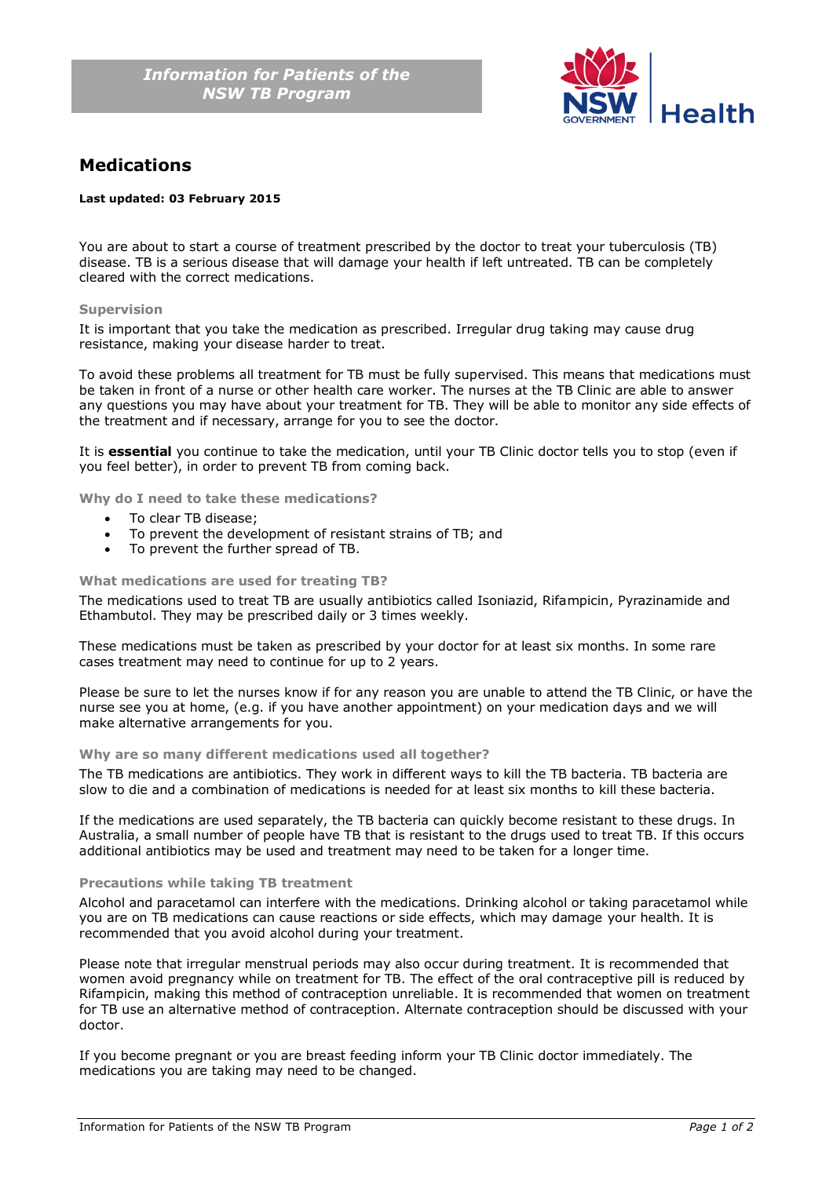*Information for Patients of the NSW TB Program*

# Medications

**Last updated: 03 February 2015**

You are about to start a course of treatment prescribed by the doctor to treat your tuberculosis (TB) disease. TB is a serious disease that will damage your health if left untreated. TB can be completely cleared with the correct medications.

### Supervision

It is important that you take the medication as prescribed. Irregular drug taking may cause drug resistance, making your disease harder to treat.

To avoid these problems all treatment for TB must be fully supervised. This means that medications must be taken in front of a nurse or other health care worker. The nurses at the TB Clinic are able to answer any questions you may have about your treatment for TB. They will be able to monitor any side effects of the treatment and if necessary, arrange for you to see the doctor.

It is **essential** you continue to take the medication, until your TB Clinic doctor tells you to stop (even if you feel better), in order to prevent TB from coming back.

### Why do I need to take these medications?

- To clear TB disease;
- To prevent the development of resistant strains of TB; and
- To prevent the further spread of TB.

### What medications are used for treating TB?

The medications used to treat TB are usually antibiotics called Isoniazid, Rifampicin, Pyrazinamide and Ethambutol. They may be prescribed daily or 3 times weekly.

These medications must be taken as prescribed by your doctor for at least six months. In some rare cases treatment may need to continue for up to 2 years.

Please be sure to let the nurses know if for any reason you are unable to attend the TB Clinic, or have the nurse see you at home, (e.g. if you have another appointment) on your medication days and we will make alternative arrangements for you.

### Why are so many different medications used all together?

The TB medications are antibiotics. They work in different ways to kill the TB bacteria. TB bacteria are slow to die and a combination of medications is needed for at least six months to kill these bacteria.

If the medications are used separately, the TB bacteria can quickly become resistant to these drugs. In Australia, a small number of people have TB that is resistant to the drugs used to treat TB. If this occurs additional antibiotics may be used and treatment may need to be taken for a longer time.

### Precautions while taking TB treatment

Alcohol and paracetamol can interfere with the medications. Drinking alcohol or taking paracetamol while you are on TB medications can cause reactions or side effects, which may damage your health. It is recommended that you avoid alcohol during your treatment.

Please note that irregular menstrual periods may also occur during treatment. It is recommended that women avoid pregnancy while on treatment for TB. The effect of the oral contraceptive pill is reduced by Rifampicin, making this method of contraception unreliable. It is recommended that women on treatment for TB use an alternative method of contraception. Alternate contraception should be discussed with your doctor.

If you become pregnant or you are breast feeding inform your TB Clinic doctor immediately. The medications you are taking may need to be changed.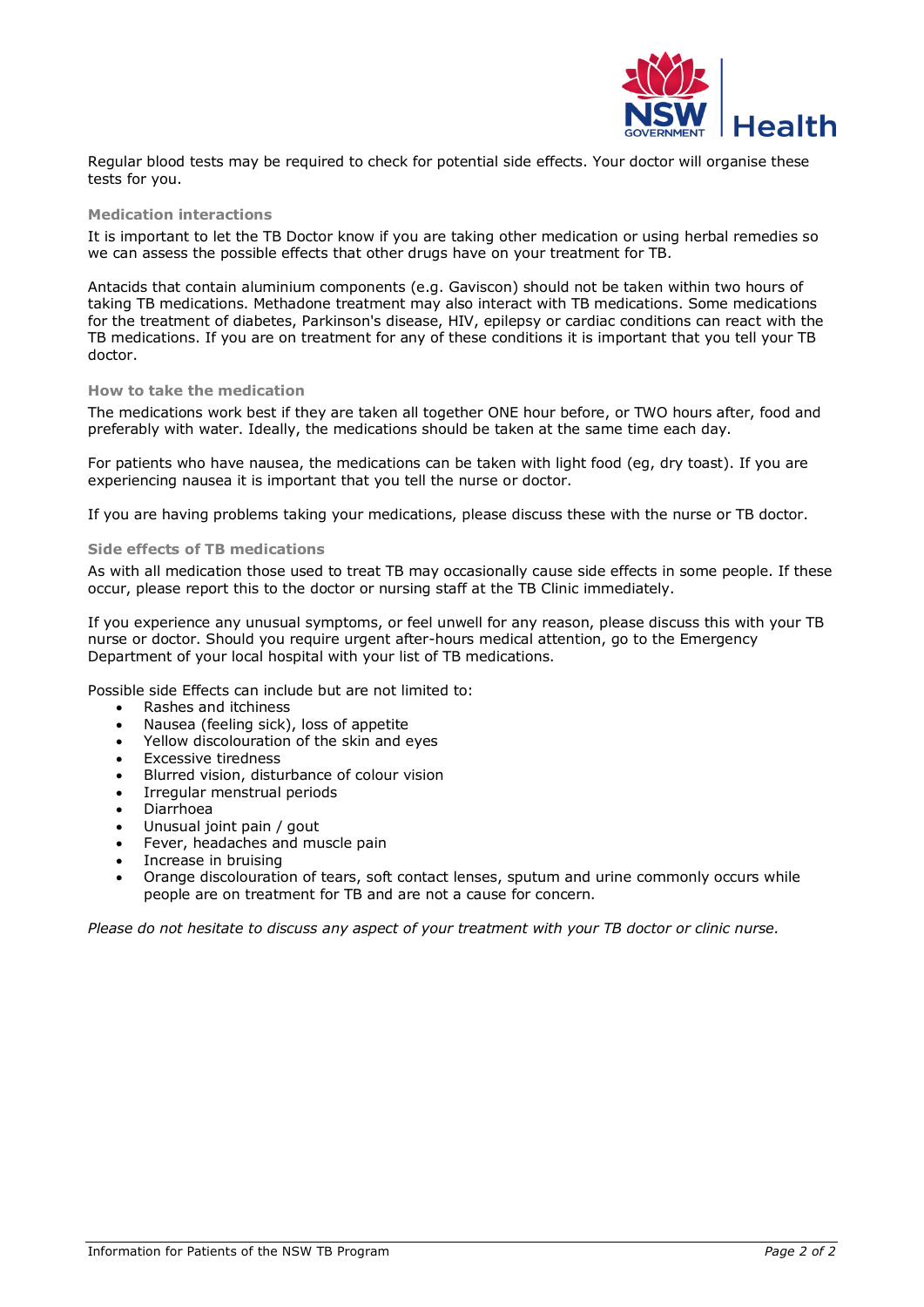Regular blood tests may be required to check for potential side effects. Your doctor will organise these tests for you.

### Medication interactions

It is important to let the TB Doctor know if you are taking other medication or using herbal remedies so we can assess the possible effects that other drugs have on your treatment for TB.

Antacids that contain aluminium components (e.g. Gaviscon) should not be taken within two hours of taking TB medications. Methadone treatment may also interact with TB medications. Some medications for the treatment of diabetes, Parkinson's disease, HIV, epilepsy or cardiac conditions can react with the TB medications. If you are on treatment for any of these conditions it is important that you tell your TB doctor.

### How to take the medication

The medications work best if they are taken all together ONE hour before, or TWO hours after, food and preferably with water. Ideally, the medications should be taken at the same time each day.

For patients who have nausea, the medications can be taken with light food (eg, dry toast). If you are experiencing nausea it is important that you tell the nurse or doctor.

If you are having problems taking your medications, please discuss these with the nurse or TB doctor.

### Side effects of TB medications

As with all medication those used to treat TB may occasionally cause side effects in some people. If these occur, please report this to the doctor or nursing staff at the TB Clinic immediately.

If you experience any unusual symptoms, or feel unwell for any reason, please discuss this with your TB nurse or doctor. Should you require urgent after-hours medical attention, go to the Emergency Department of your local hospital with your list of TB medications.

Possible side Effects can include but are not limited to:

- Rashes and itchiness
- Nausea (feeling sick), loss of appetite
- Yellow discolouration of the skin and eyes
- Excessive tiredness
- Blurred vision, disturbance of colour vision
- Irregular menstrual periods
- Diarrhoea
- Unusual joint pain / gout
- Fever, headaches and muscle pain
- Increase in bruising
- Orange discolouration of tears, soft contact lenses, sputum and urine commonly occurs while people are on treatment for TB and are not a cause for concern.

*Please do not hesitate to discuss any aspect of your treatment with your TB doctor or clinic nurse.*